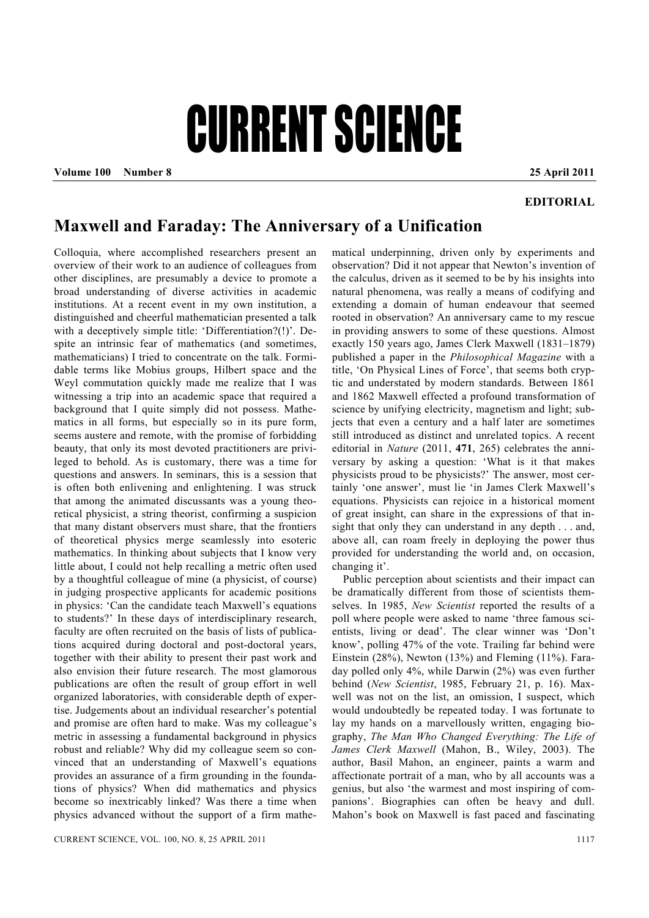# CURRENT SCIENCE

**Volume 100 Number 8** **25 April 2011**

**EDITORIAL**

## Maxwell and Faraday: The Anniversary of a Unification

Colloquia, where accomplished researchers present an overview of their work to an audience of colleagues from other disciplines, are presumably a device to promote a broad understanding of diverse activities in academic institutions. At a recent event in my own institution, a distinguished and cheerful mathematician presented a talk with a deceptively simple title: 'Differentiation?(!)'. Despite an intrinsic fear of mathematics (and sometimes, mathematicians) I tried to concentrate on the talk. Formidable terms like Mobius groups, Hilbert space and the Weyl commutation quickly made me realize that I was witnessing a trip into an academic space that required a background that I quite simply did not possess. Mathematics in all forms, but especially so in its pure form, seems austere and remote, with the promise of forbidding beauty, that only its most devoted practitioners are privileged to behold. As is customary, there was a time for questions and answers. In seminars, this is a session that is often both enlivening and enlightening. I was struck that among the animated discussants was a young theoretical physicist, a string theorist, confirming a suspicion that many distant observers must share, that the frontiers of theoretical physics merge seamlessly into esoteric mathematics. In thinking about subjects that I know very little about, I could not help recalling a metric often used by a thoughtful colleague of mine (a physicist, of course) in judging prospective applicants for academic positions in physics: 'Can the candidate teach Maxwell's equations to students?' In these days of interdisciplinary research, faculty are often recruited on the basis of lists of publications acquired during doctoral and post-doctoral years, together with their ability to present their past work and also envision their future research. The most glamorous publications are often the result of group effort in well organized laboratories, with considerable depth of expertise. Judgements about an individual researcher's potential and promise are often hard to make. Was my colleague's metric in assessing a fundamental background in physics robust and reliable? Why did my colleague seem so convinced that an understanding of Maxwell's equations provides an assurance of a firm grounding in the foundations of physics? When did mathematics and physics become so inextricably linked? Was there a time when physics advanced without the support of a firm mathematical underpinning, driven only by experiments and observation? Did it not appear that Newton's invention of the calculus, driven as it seemed to be by his insights into natural phenomena, was really a means of codifying and extending a domain of human endeavour that seemed rooted in observation? An anniversary came to my rescue in providing answers to some of these questions. Almost exactly 150 years ago, James Clerk Maxwell (1831–1879) published a paper in the *Philosophical Magazine* with a title, 'On Physical Lines of Force', that seems both cryptic and understated by modern standards. Between 1861 and 1862 Maxwell effected a profound transformation of science by unifying electricity, magnetism and light; subjects that even a century and a half later are sometimes still introduced as distinct and unrelated topics. A recent editorial in *Nature* (2011, **471**, 265) celebrates the anniversary by asking a question: 'What is it that makes physicists proud to be physicists?' The answer, most certainly 'one answer', must lie 'in James Clerk Maxwell's equations. Physicists can rejoice in a historical moment of great insight, can share in the expressions of that insight that only they can understand in any depth . . . and, above all, can roam freely in deploying the power thus provided for understanding the world and, on occasion, changing it'.

Public perception about scientists and their impact can be dramatically different from those of scientists themselves. In 1985, *New Scientist* reported the results of a poll where people were asked to name 'three famous scientists, living or dead'. The clear winner was 'Don't know', polling 47% of the vote. Trailing far behind were Einstein (28%), Newton (13%) and Fleming (11%). Faraday polled only 4%, while Darwin (2%) was even further behind (*New Scientist*, 1985, February 21, p. 16). Maxwell was not on the list, an omission, I suspect, which would undoubtedly be repeated today. I was fortunate to lay my hands on a marvellously written, engaging biography, *The Man Who Changed Everything: The Life of James Clerk Maxwell* (Mahon, B., Wiley, 2003). The author, Basil Mahon, an engineer, paints a warm and affectionate portrait of a man, who by all accounts was a genius, but also 'the warmest and most inspiring of companions'. Biographies can often be heavy and dull. Mahon's book on Maxwell is fast paced and fascinating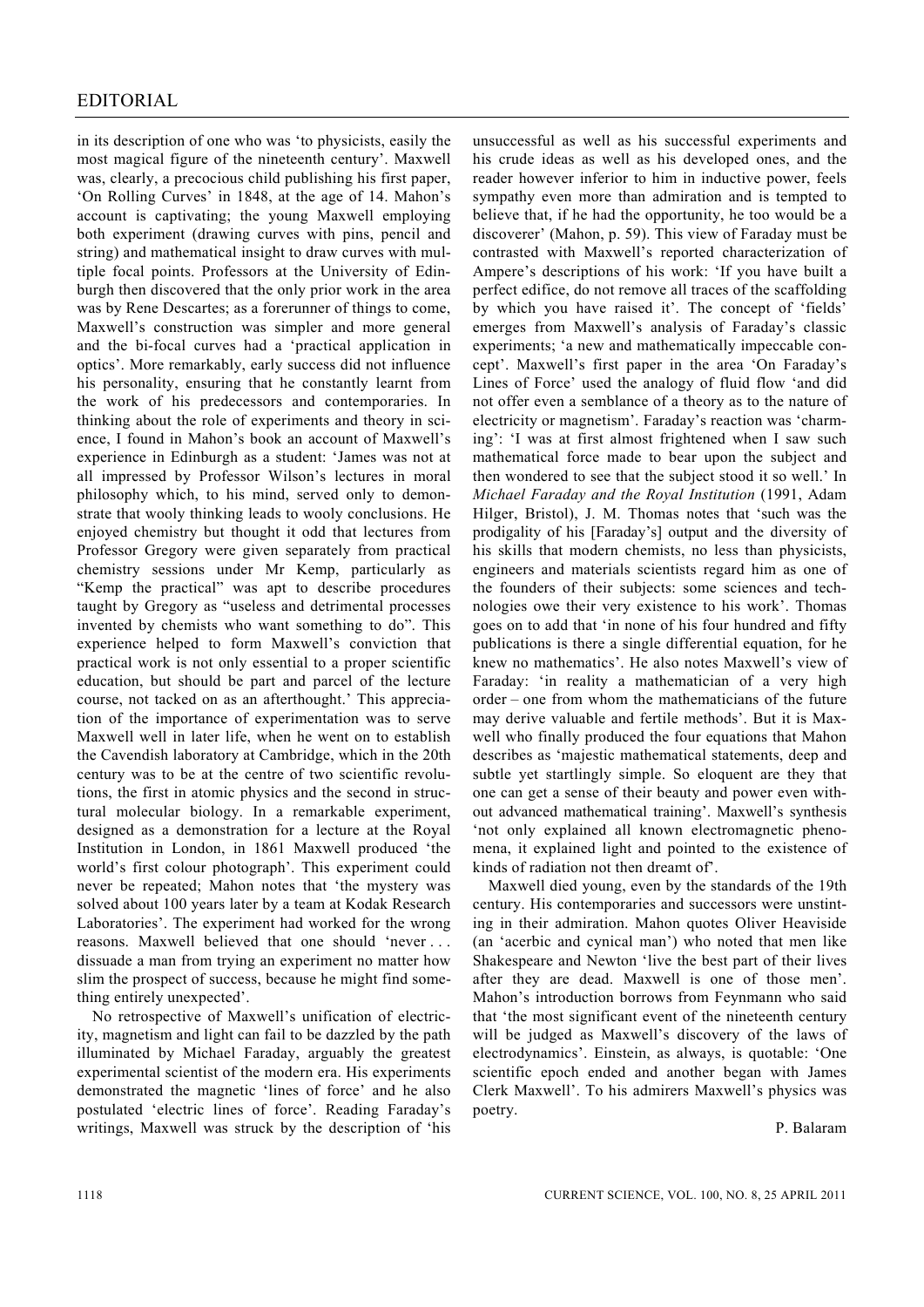in its description of one who was 'to physicists, easily the most magical figure of the nineteenth century'. Maxwell was, clearly, a precocious child publishing his first paper, 'On Rolling Curves' in 1848, at the age of 14. Mahon's account is captivating; the young Maxwell employing both experiment (drawing curves with pins, pencil and string) and mathematical insight to draw curves with multiple focal points. Professors at the University of Edinburgh then discovered that the only prior work in the area was by Rene Descartes; as a forerunner of things to come, Maxwell's construction was simpler and more general and the bi-focal curves had a 'practical application in optics'. More remarkably, early success did not influence his personality, ensuring that he constantly learnt from the work of his predecessors and contemporaries. In thinking about the role of experiments and theory in science, I found in Mahon's book an account of Maxwell's experience in Edinburgh as a student: 'James was not at all impressed by Professor Wilson's lectures in moral philosophy which, to his mind, served only to demonstrate that wooly thinking leads to wooly conclusions. He enjoyed chemistry but thought it odd that lectures from Professor Gregory were given separately from practical chemistry sessions under Mr Kemp, particularly as "Kemp the practical" was apt to describe procedures taught by Gregory as "useless and detrimental processes invented by chemists who want something to do". This experience helped to form Maxwell's conviction that practical work is not only essential to a proper scientific education, but should be part and parcel of the lecture course, not tacked on as an afterthought.' This appreciation of the importance of experimentation was to serve Maxwell well in later life, when he went on to establish the Cavendish laboratory at Cambridge, which in the 20th century was to be at the centre of two scientific revolutions, the first in atomic physics and the second in structural molecular biology. In a remarkable experiment, designed as a demonstration for a lecture at the Royal Institution in London, in 1861 Maxwell produced 'the world's first colour photograph'. This experiment could never be repeated; Mahon notes that 'the mystery was solved about 100 years later by a team at Kodak Research Laboratories'. The experiment had worked for the wrong reasons. Maxwell believed that one should 'never . . . dissuade a man from trying an experiment no matter how slim the prospect of success, because he might find something entirely unexpected'.

No retrospective of Maxwell's unification of electricity, magnetism and light can fail to be dazzled by the path illuminated by Michael Faraday, arguably the greatest experimental scientist of the modern era. His experiments demonstrated the magnetic 'lines of force' and he also postulated 'electric lines of force'. Reading Faraday's writings, Maxwell was struck by the description of 'his unsuccessful as well as his successful experiments and his crude ideas as well as his developed ones, and the reader however inferior to him in inductive power, feels sympathy even more than admiration and is tempted to believe that, if he had the opportunity, he too would be a discoverer' (Mahon, p. 59). This view of Faraday must be contrasted with Maxwell's reported characterization of Ampere's descriptions of his work: 'If you have built a perfect edifice, do not remove all traces of the scaffolding by which you have raised it'. The concept of 'fields' emerges from Maxwell's analysis of Faraday's classic experiments; 'a new and mathematically impeccable concept'. Maxwell's first paper in the area 'On Faraday's Lines of Force' used the analogy of fluid flow 'and did not offer even a semblance of a theory as to the nature of electricity or magnetism'. Faraday's reaction was 'charming': 'I was at first almost frightened when I saw such mathematical force made to bear upon the subject and then wondered to see that the subject stood it so well.' In *Michael Faraday and the Royal Institution* (1991, Adam Hilger, Bristol), J. M. Thomas notes that 'such was the prodigality of his [Faraday's] output and the diversity of his skills that modern chemists, no less than physicists, engineers and materials scientists regard him as one of the founders of their subjects: some sciences and technologies owe their very existence to his work'. Thomas goes on to add that 'in none of his four hundred and fifty publications is there a single differential equation, for he knew no mathematics'. He also notes Maxwell's view of Faraday: 'in reality a mathematician of a very high order – one from whom the mathematicians of the future may derive valuable and fertile methods'. But it is Maxwell who finally produced the four equations that Mahon describes as 'majestic mathematical statements, deep and subtle yet startlingly simple. So eloquent are they that one can get a sense of their beauty and power even without advanced mathematical training'. Maxwell's synthesis 'not only explained all known electromagnetic phenomena, it explained light and pointed to the existence of kinds of radiation not then dreamt of'.

Maxwell died young, even by the standards of the 19th century. His contemporaries and successors were unstinting in their admiration. Mahon quotes Oliver Heaviside (an 'acerbic and cynical man') who noted that men like Shakespeare and Newton 'live the best part of their lives after they are dead. Maxwell is one of those men'. Mahon's introduction borrows from Feynmann who said that 'the most significant event of the nineteenth century will be judged as Maxwell's discovery of the laws of electrodynamics'. Einstein, as always, is quotable: 'One scientific epoch ended and another began with James Clerk Maxwell'. To his admirers Maxwell's physics was poetry.

P. Balaram